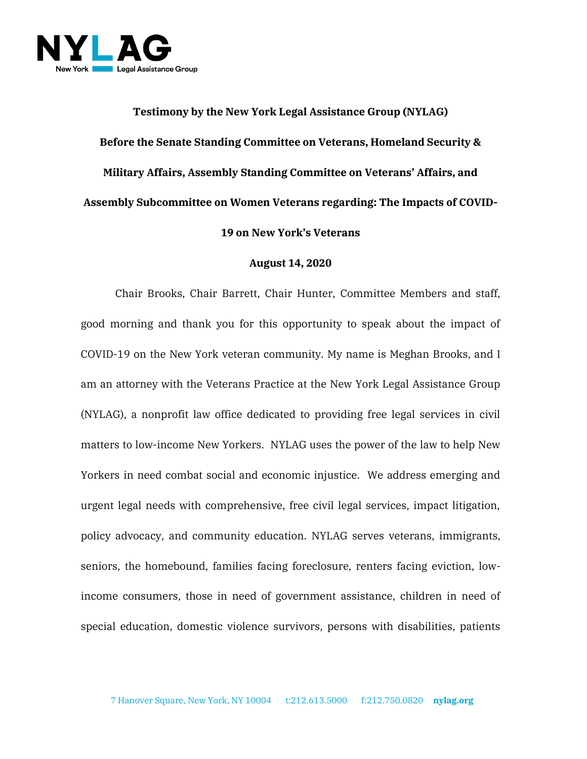**Testimony by the New York Legal Assistance Group (NYLAG)**

**Before the Senate Standing Committee on Veterans, Homeland Security & Military Affairs, Assembly Standing Committee on Veterans' Affairs, and Assembly Subcommittee on Women Veterans regarding: The Impacts of COVID-19 on New York's Veterans**

**August 14, 2020**

Chair Brooks, Chair Barrett, Chair Hunter, Committee Members and staff, good morning and thank you for this opportunity to speak about the impact of COVID-19 on the New York veteran community. My name is Meghan Brooks, and I am an attorney with the Veterans Practice at the New York Legal Assistance Group (NYLAG), a nonprofit law office dedicated to providing free legal services in civil matters to low-income New Yorkers. NYLAG uses the power of the law to help New Yorkers in need combat social and economic injustice. We address emerging and urgent legal needs with comprehensive, free civil legal services, impact litigation, policy advocacy, and community education. NYLAG serves veterans, immigrants, seniors, the homebound, families facing foreclosure, renters facing eviction, low-income consumers, those in need of government assistance, children in need of special education, domestic violence survivors, persons with disabilities, patients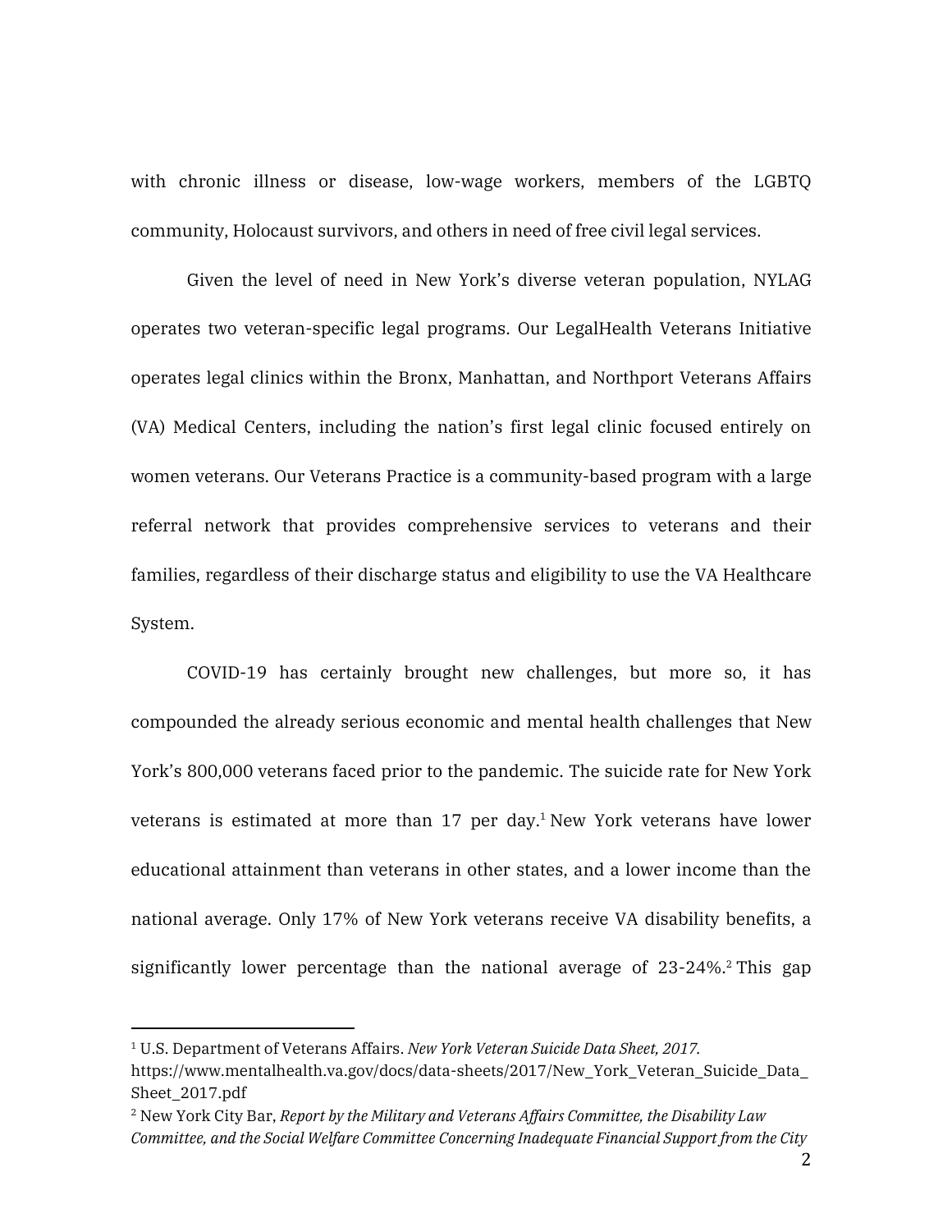with chronic illness or disease, low-wage workers, members of the LGBTQ community, Holocaust survivors, and others in need of free civil legal services.

Given the level of need in New York's diverse veteran population, NYLAG operates two veteran-specific legal programs. Our LegalHealth Veterans Initiative operates legal clinics within the Bronx, Manhattan, and Northport Veterans Affairs (VA) Medical Centers, including the nation's first legal clinic focused entirely on women veterans. Our Veterans Practice is a community-based program with a large referral network that provides comprehensive services to veterans and their families, regardless of their discharge status and eligibility to use the VA Healthcare System.

COVID-19 has certainly brought new challenges, but more so, it has compounded the already serious economic and mental health challenges that New York's 800,000 veterans faced prior to the pandemic. The suicide rate for New York veterans is estimated at more than 17 per day.[1] New York veterans have lower educational attainment than veterans in other states, and a lower income than the national average. Only 17% of New York veterans receive VA disability benefits, a significantly lower percentage than the national average of 23-24%.[2] This gap

---

[1] U.S. Department of Veterans Affairs. *New York Veteran Suicide Data Sheet, 2017.* https://www.mentalhealth.va.gov/docs/data-sheets/2017/New_York_Veteran_Suicide_Data_Sheet_2017.pdf

[2] New York City Bar, *Report by the Military and Veterans Affairs Committee, the Disability Law Committee, and the Social Welfare Committee Concerning Inadequate Financial Support from the City*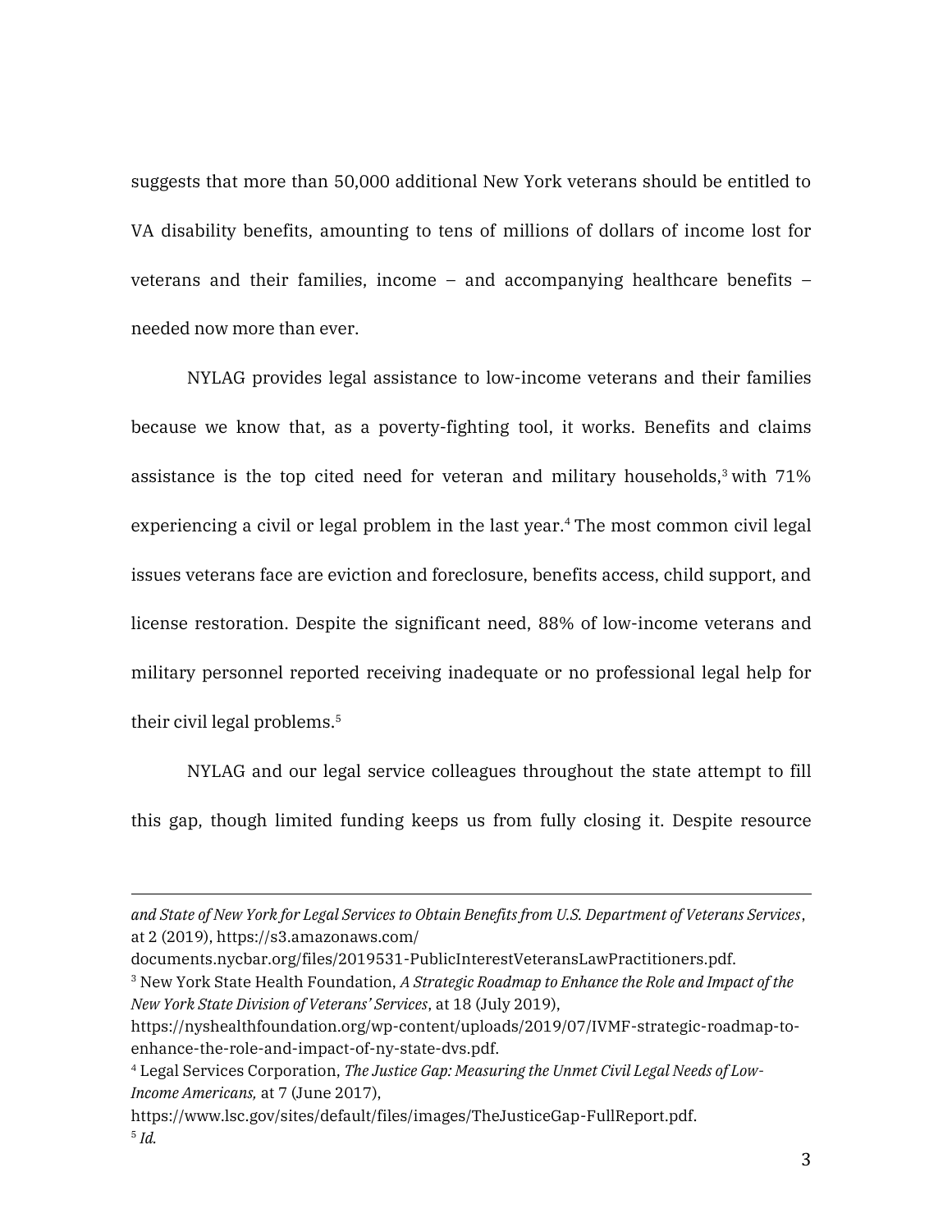suggests that more than 50,000 additional New York veterans should be entitled to VA disability benefits, amounting to tens of millions of dollars of income lost for veterans and their families, income – and accompanying healthcare benefits – needed now more than ever.

NYLAG provides legal assistance to low-income veterans and their families because we know that, as a poverty-fighting tool, it works. Benefits and claims assistance is the top cited need for veteran and military households,[3] with 71% experiencing a civil or legal problem in the last year.[4] The most common civil legal issues veterans face are eviction and foreclosure, benefits access, child support, and license restoration. Despite the significant need, 88% of low-income veterans and military personnel reported receiving inadequate or no professional legal help for their civil legal problems.[5]

NYLAG and our legal service colleagues throughout the state attempt to fill this gap, though limited funding keeps us from fully closing it. Despite resource

---

*and State of New York for Legal Services to Obtain Benefits from U.S. Department of Veterans Services*, at 2 (2019), https://s3.amazonaws.com/documents.nycbar.org/files/2019531-PublicInterestVeteransLawPractitioners.pdf.

[3] New York State Health Foundation, *A Strategic Roadmap to Enhance the Role and Impact of the New York State Division of Veterans' Services*, at 18 (July 2019), https://nyshealthfoundation.org/wp-content/uploads/2019/07/IVMF-strategic-roadmap-to-enhance-the-role-and-impact-of-ny-state-dvs.pdf.

[4] Legal Services Corporation, *The Justice Gap: Measuring the Unmet Civil Legal Needs of Low-Income Americans,* at 7 (June 2017), https://www.lsc.gov/sites/default/files/images/TheJusticeGap-FullReport.pdf.

[5] *Id.*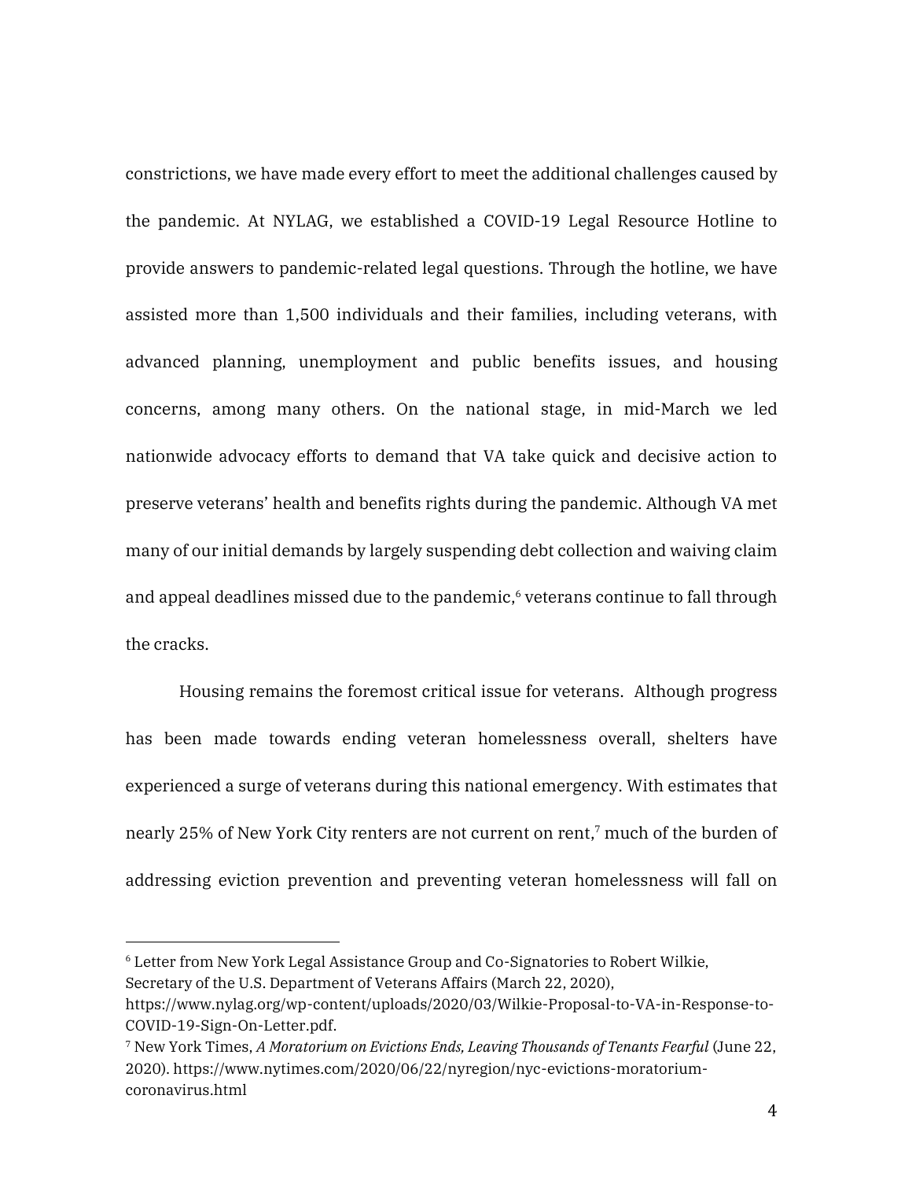constrictions, we have made every effort to meet the additional challenges caused by the pandemic. At NYLAG, we established a COVID-19 Legal Resource Hotline to provide answers to pandemic-related legal questions. Through the hotline, we have assisted more than 1,500 individuals and their families, including veterans, with advanced planning, unemployment and public benefits issues, and housing concerns, among many others. On the national stage, in mid-March we led nationwide advocacy efforts to demand that VA take quick and decisive action to preserve veterans' health and benefits rights during the pandemic. Although VA met many of our initial demands by largely suspending debt collection and waiving claim and appeal deadlines missed due to the pandemic,[6] veterans continue to fall through the cracks.

Housing remains the foremost critical issue for veterans. Although progress has been made towards ending veteran homelessness overall, shelters have experienced a surge of veterans during this national emergency. With estimates that nearly 25% of New York City renters are not current on rent,[7] much of the burden of addressing eviction prevention and preventing veteran homelessness will fall on

---

[6] Letter from New York Legal Assistance Group and Co-Signatories to Robert Wilkie, Secretary of the U.S. Department of Veterans Affairs (March 22, 2020), https://www.nylag.org/wp-content/uploads/2020/03/Wilkie-Proposal-to-VA-in-Response-to-COVID-19-Sign-On-Letter.pdf.

[7] New York Times, *A Moratorium on Evictions Ends, Leaving Thousands of Tenants Fearful* (June 22, 2020). https://www.nytimes.com/2020/06/22/nyregion/nyc-evictions-moratorium-coronavirus.html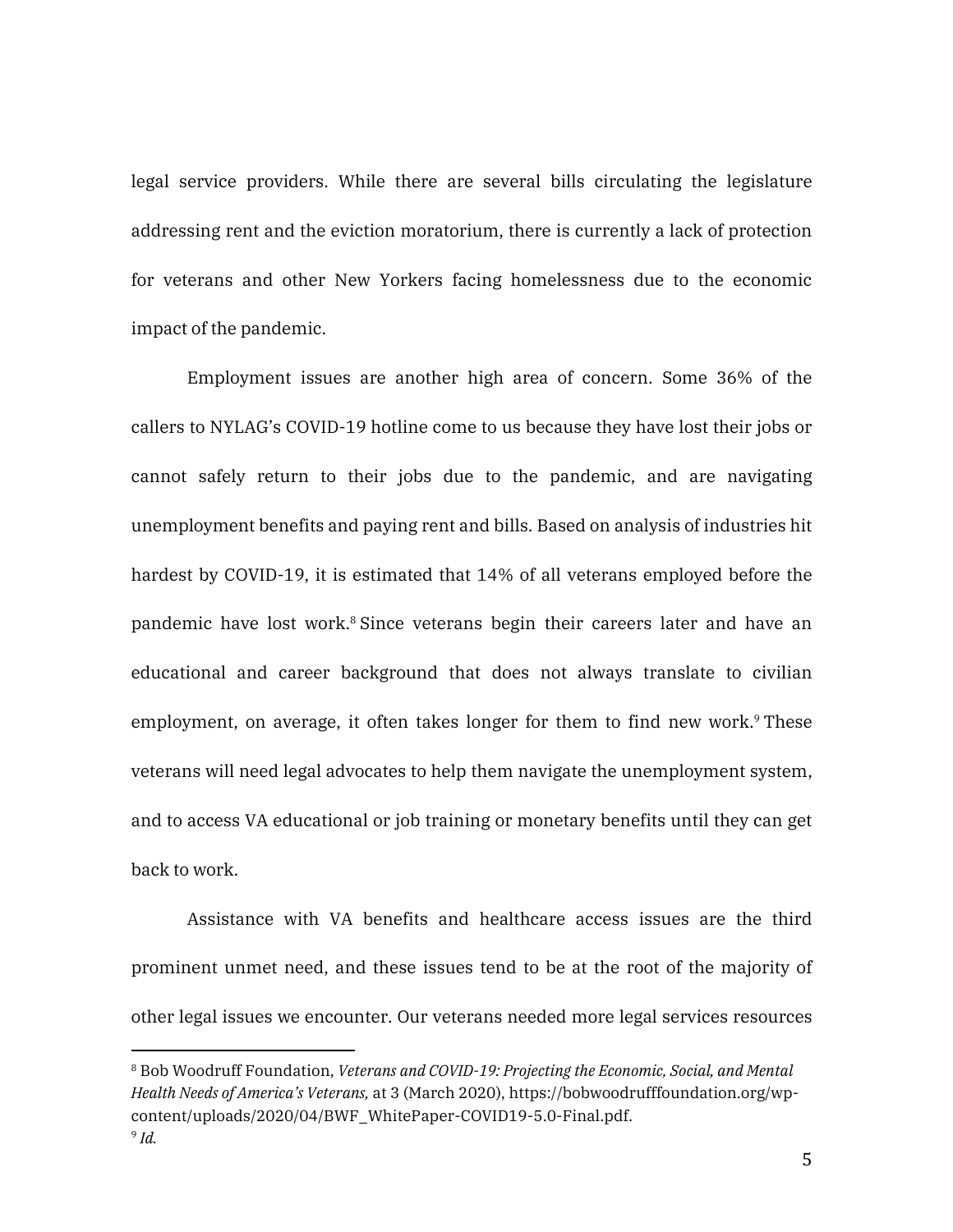legal service providers. While there are several bills circulating the legislature addressing rent and the eviction moratorium, there is currently a lack of protection for veterans and other New Yorkers facing homelessness due to the economic impact of the pandemic.

Employment issues are another high area of concern. Some 36% of the callers to NYLAG's COVID-19 hotline come to us because they have lost their jobs or cannot safely return to their jobs due to the pandemic, and are navigating unemployment benefits and paying rent and bills. Based on analysis of industries hit hardest by COVID-19, it is estimated that 14% of all veterans employed before the pandemic have lost work.[8] Since veterans begin their careers later and have an educational and career background that does not always translate to civilian employment, on average, it often takes longer for them to find new work.[9] These veterans will need legal advocates to help them navigate the unemployment system, and to access VA educational or job training or monetary benefits until they can get back to work.

Assistance with VA benefits and healthcare access issues are the third prominent unmet need, and these issues tend to be at the root of the majority of other legal issues we encounter. Our veterans needed more legal services resources

---

[8] Bob Woodruff Foundation, *Veterans and COVID-19: Projecting the Economic, Social, and Mental Health Needs of America's Veterans,* at 3 (March 2020), https://bobwoodrufffoundation.org/wp-content/uploads/2020/04/BWF_WhitePaper-COVID19-5.0-Final.pdf.

[9] *Id.*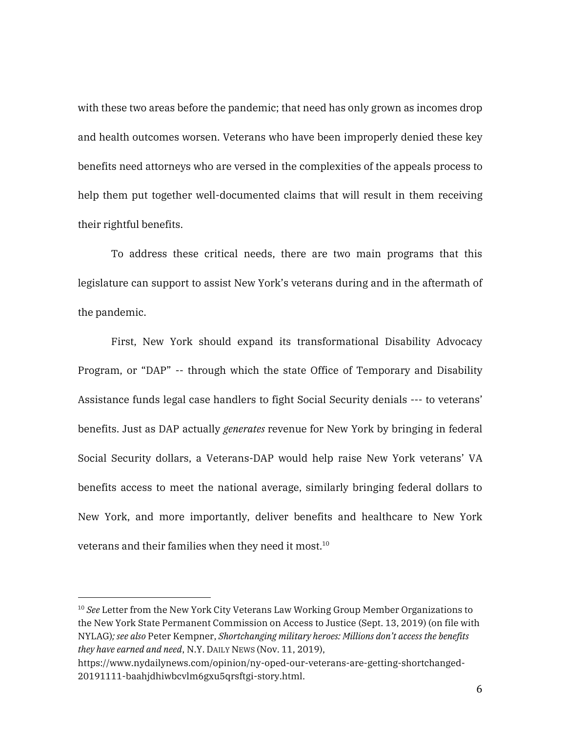with these two areas before the pandemic; that need has only grown as incomes drop and health outcomes worsen. Veterans who have been improperly denied these key benefits need attorneys who are versed in the complexities of the appeals process to help them put together well-documented claims that will result in them receiving their rightful benefits.

To address these critical needs, there are two main programs that this legislature can support to assist New York's veterans during and in the aftermath of the pandemic.

First, New York should expand its transformational Disability Advocacy Program, or "DAP" -- through which the state Office of Temporary and Disability Assistance funds legal case handlers to fight Social Security denials --- to veterans' benefits. Just as DAP actually *generates* revenue for New York by bringing in federal Social Security dollars, a Veterans-DAP would help raise New York veterans' VA benefits access to meet the national average, similarly bringing federal dollars to New York, and more importantly, deliver benefits and healthcare to New York veterans and their families when they need it most.[10]

---

[10] *See* Letter from the New York City Veterans Law Working Group Member Organizations to the New York State Permanent Commission on Access to Justice (Sept. 13, 2019) (on file with NYLAG)*; see also* Peter Kempner, *Shortchanging military heroes: Millions don't access the benefits they have earned and need*, N.Y. DAILY NEWS (Nov. 11, 2019), https://www.nydailynews.com/opinion/ny-oped-our-veterans-are-getting-shortchanged-20191111-baahjdhiwbcvlm6gxu5qrsftgi-story.html.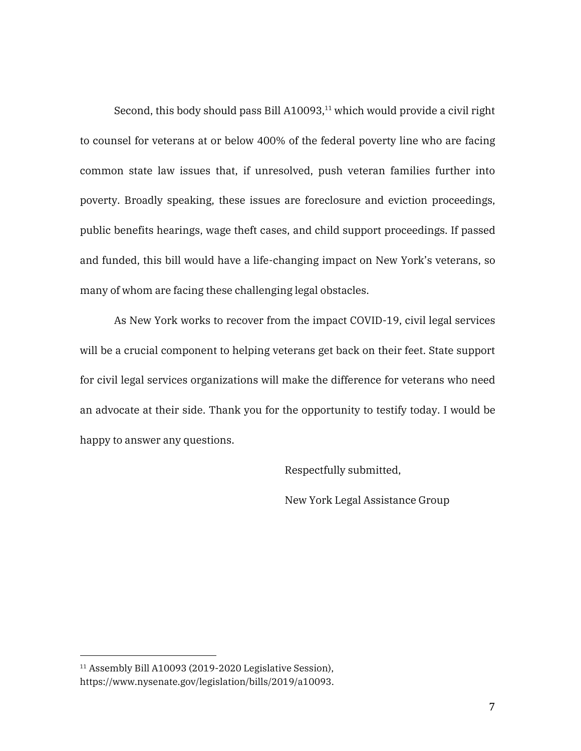Second, this body should pass Bill A10093,[11] which would provide a civil right to counsel for veterans at or below 400% of the federal poverty line who are facing common state law issues that, if unresolved, push veteran families further into poverty. Broadly speaking, these issues are foreclosure and eviction proceedings, public benefits hearings, wage theft cases, and child support proceedings. If passed and funded, this bill would have a life-changing impact on New York's veterans, so many of whom are facing these challenging legal obstacles.

As New York works to recover from the impact COVID-19, civil legal services will be a crucial component to helping veterans get back on their feet. State support for civil legal services organizations will make the difference for veterans who need an advocate at their side. Thank you for the opportunity to testify today. I would be happy to answer any questions.

Respectfully submitted,

New York Legal Assistance Group

---

[11] Assembly Bill A10093 (2019-2020 Legislative Session), https://www.nysenate.gov/legislation/bills/2019/a10093.